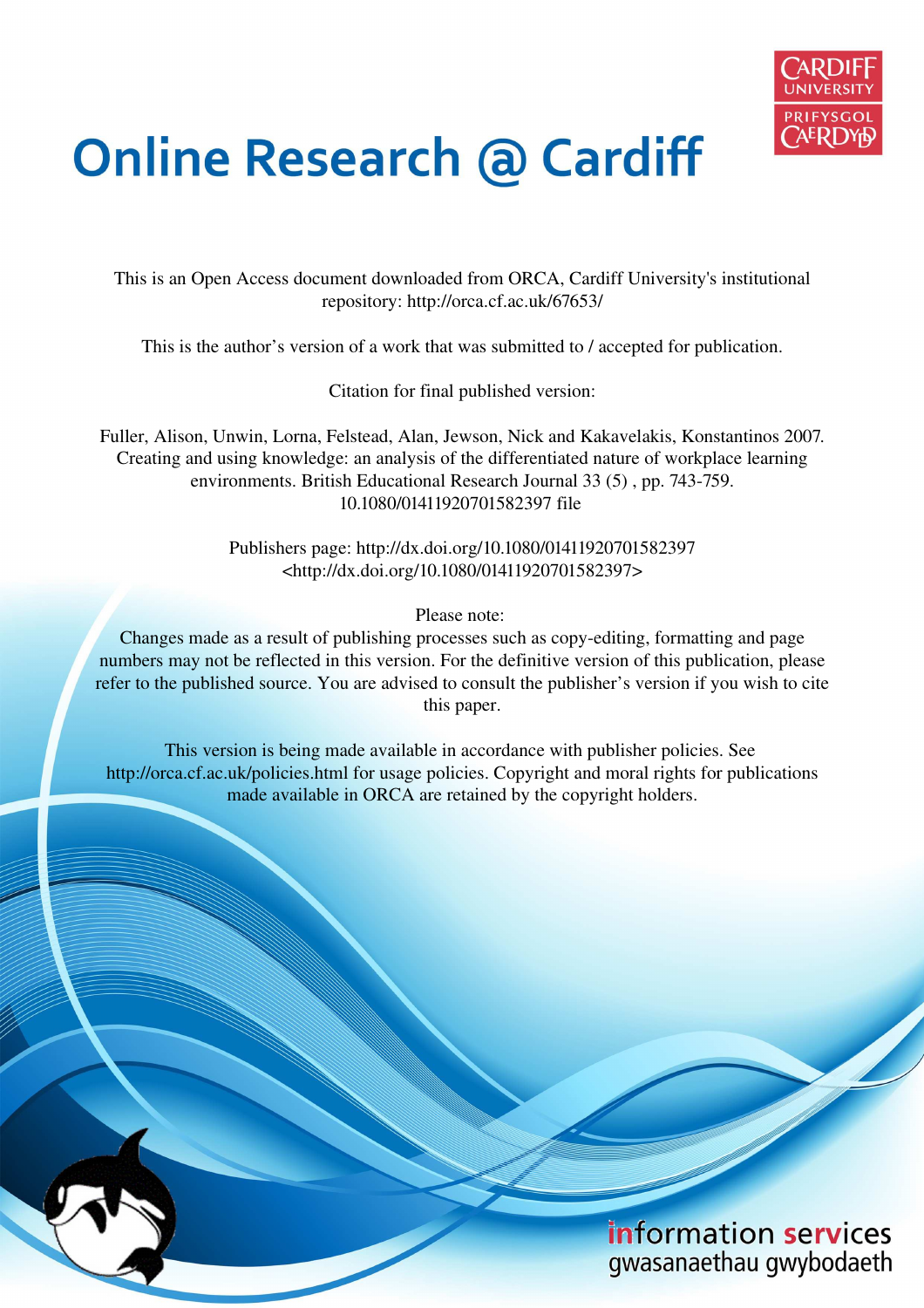# Online Research @ Cardiff

This is an Open Access document downloaded from ORCA, Cardiff University's institutional repository: http://orca.cf.ac.uk/67653/

This is the author's version of a work that was submitted to / accepted for publication.

Citation for final published version:

Fuller, Alison, Unwin, Lorna, Felstead, Alan, Jewson, Nick and Kakavelakis, Konstantinos 2007. Creating and using knowledge: an analysis of the differentiated nature of workplace learning environments. British Educational Research Journal 33 (5) , pp. 743-759. 10.1080/01411920701582397 file

Publishers page: http://dx.doi.org/10.1080/01411920701582397 <http://dx.doi.org/10.1080/01411920701582397>

Please note:
Changes made as a result of publishing processes such as copy-editing, formatting and page numbers may not be reflected in this version. For the definitive version of this publication, please refer to the published source. You are advised to consult the publisher's version if you wish to cite this paper.

This version is being made available in accordance with publisher policies. See http://orca.cf.ac.uk/policies.html for usage policies. Copyright and moral rights for publications made available in ORCA are retained by the copyright holders.

information services
gwasanaethau gwybodaeth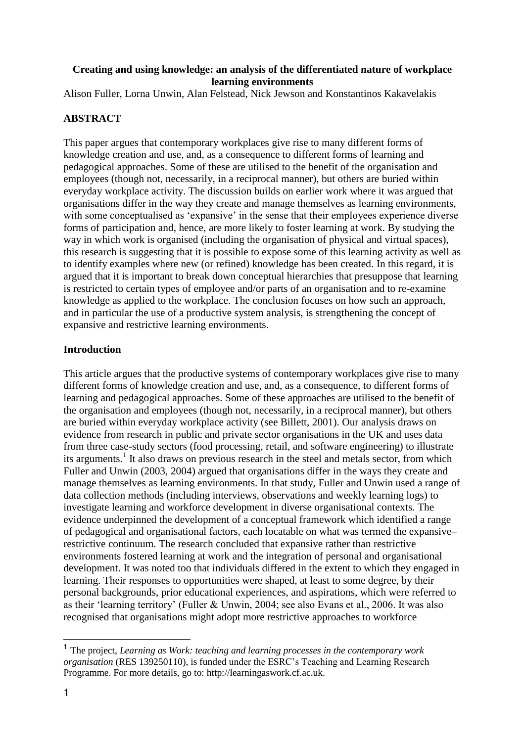**Creating and using knowledge: an analysis of the differentiated nature of workplace learning environments**

Alison Fuller, Lorna Unwin, Alan Felstead, Nick Jewson and Konstantinos Kakavelakis

## ABSTRACT

This paper argues that contemporary workplaces give rise to many different forms of knowledge creation and use, and, as a consequence to different forms of learning and pedagogical approaches. Some of these are utilised to the benefit of the organisation and employees (though not, necessarily, in a reciprocal manner), but others are buried within everyday workplace activity. The discussion builds on earlier work where it was argued that organisations differ in the way they create and manage themselves as learning environments, with some conceptualised as 'expansive' in the sense that their employees experience diverse forms of participation and, hence, are more likely to foster learning at work. By studying the way in which work is organised (including the organisation of physical and virtual spaces), this research is suggesting that it is possible to expose some of this learning activity as well as to identify examples where new (or refined) knowledge has been created. In this regard, it is argued that it is important to break down conceptual hierarchies that presuppose that learning is restricted to certain types of employee and/or parts of an organisation and to re-examine knowledge as applied to the workplace. The conclusion focuses on how such an approach, and in particular the use of a productive system analysis, is strengthening the concept of expansive and restrictive learning environments.

## Introduction

This article argues that the productive systems of contemporary workplaces give rise to many different forms of knowledge creation and use, and, as a consequence, to different forms of learning and pedagogical approaches. Some of these approaches are utilised to the benefit of the organisation and employees (though not, necessarily, in a reciprocal manner), but others are buried within everyday workplace activity (see Billett, 2001). Our analysis draws on evidence from research in public and private sector organisations in the UK and uses data from three case-study sectors (food processing, retail, and software engineering) to illustrate its arguments.[1] It also draws on previous research in the steel and metals sector, from which Fuller and Unwin (2003, 2004) argued that organisations differ in the ways they create and manage themselves as learning environments. In that study, Fuller and Unwin used a range of data collection methods (including interviews, observations and weekly learning logs) to investigate learning and workforce development in diverse organisational contexts. The evidence underpinned the development of a conceptual framework which identified a range of pedagogical and organisational factors, each locatable on what was termed the expansive–restrictive continuum. The research concluded that expansive rather than restrictive environments fostered learning at work and the integration of personal and organisational development. It was noted too that individuals differed in the extent to which they engaged in learning. Their responses to opportunities were shaped, at least to some degree, by their personal backgrounds, prior educational experiences, and aspirations, which were referred to as their 'learning territory' (Fuller & Unwin, 2004; see also Evans et al., 2006. It was also recognised that organisations might adopt more restrictive approaches to workforce

[1] The project, *Learning as Work: teaching and learning processes in the contemporary work organisation* (RES 139250110), is funded under the ESRC's Teaching and Learning Research Programme. For more details, go to: http://learningaswork.cf.ac.uk.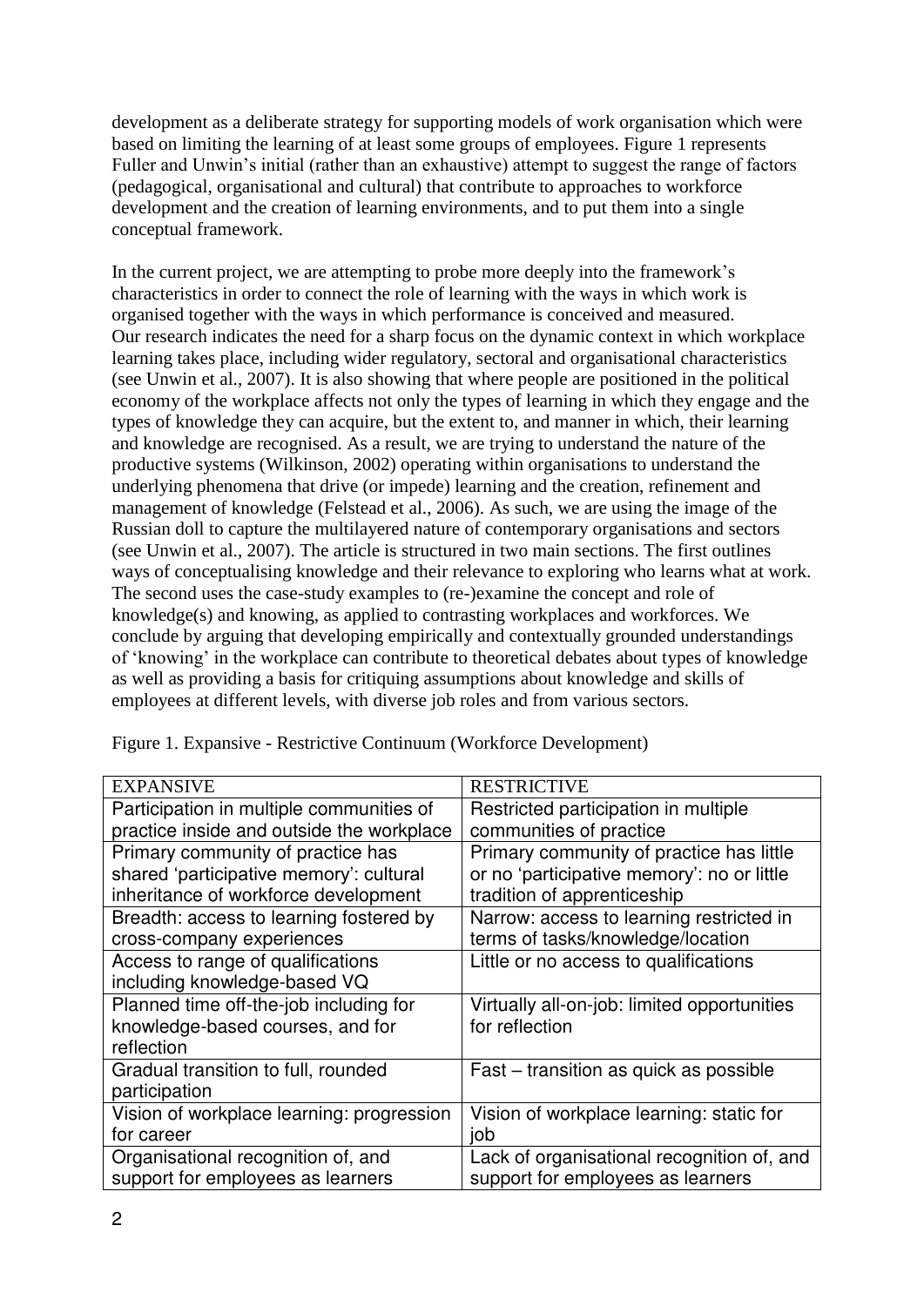development as a deliberate strategy for supporting models of work organisation which were based on limiting the learning of at least some groups of employees. Figure 1 represents Fuller and Unwin's initial (rather than an exhaustive) attempt to suggest the range of factors (pedagogical, organisational and cultural) that contribute to approaches to workforce development and the creation of learning environments, and to put them into a single conceptual framework.

In the current project, we are attempting to probe more deeply into the framework's characteristics in order to connect the role of learning with the ways in which work is organised together with the ways in which performance is conceived and measured. Our research indicates the need for a sharp focus on the dynamic context in which workplace learning takes place, including wider regulatory, sectoral and organisational characteristics (see Unwin et al., 2007). It is also showing that where people are positioned in the political economy of the workplace affects not only the types of learning in which they engage and the types of knowledge they can acquire, but the extent to, and manner in which, their learning and knowledge are recognised. As a result, we are trying to understand the nature of the productive systems (Wilkinson, 2002) operating within organisations to understand the underlying phenomena that drive (or impede) learning and the creation, refinement and management of knowledge (Felstead et al., 2006). As such, we are using the image of the Russian doll to capture the multilayered nature of contemporary organisations and sectors (see Unwin et al., 2007). The article is structured in two main sections. The first outlines ways of conceptualising knowledge and their relevance to exploring who learns what at work. The second uses the case-study examples to (re-)examine the concept and role of knowledge(s) and knowing, as applied to contrasting workplaces and workforces. We conclude by arguing that developing empirically and contextually grounded understandings of 'knowing' in the workplace can contribute to theoretical debates about types of knowledge as well as providing a basis for critiquing assumptions about knowledge and skills of employees at different levels, with diverse job roles and from various sectors.

Figure 1. Expansive - Restrictive Continuum (Workforce Development)

| EXPANSIVE | RESTRICTIVE |
|---|---|
| Participation in multiple communities of practice inside and outside the workplace | Restricted participation in multiple communities of practice |
| Primary community of practice has shared 'participative memory': cultural inheritance of workforce development | Primary community of practice has little or no 'participative memory': no or little tradition of apprenticeship |
| Breadth: access to learning fostered by cross-company experiences | Narrow: access to learning restricted in terms of tasks/knowledge/location |
| Access to range of qualifications including knowledge-based VQ | Little or no access to qualifications |
| Planned time off-the-job including for knowledge-based courses, and for reflection | Virtually all-on-job: limited opportunities for reflection |
| Gradual transition to full, rounded participation | Fast – transition as quick as possible |
| Vision of workplace learning: progression for career | Vision of workplace learning: static for job |
| Organisational recognition of, and support for employees as learners | Lack of organisational recognition of, and support for employees as learners |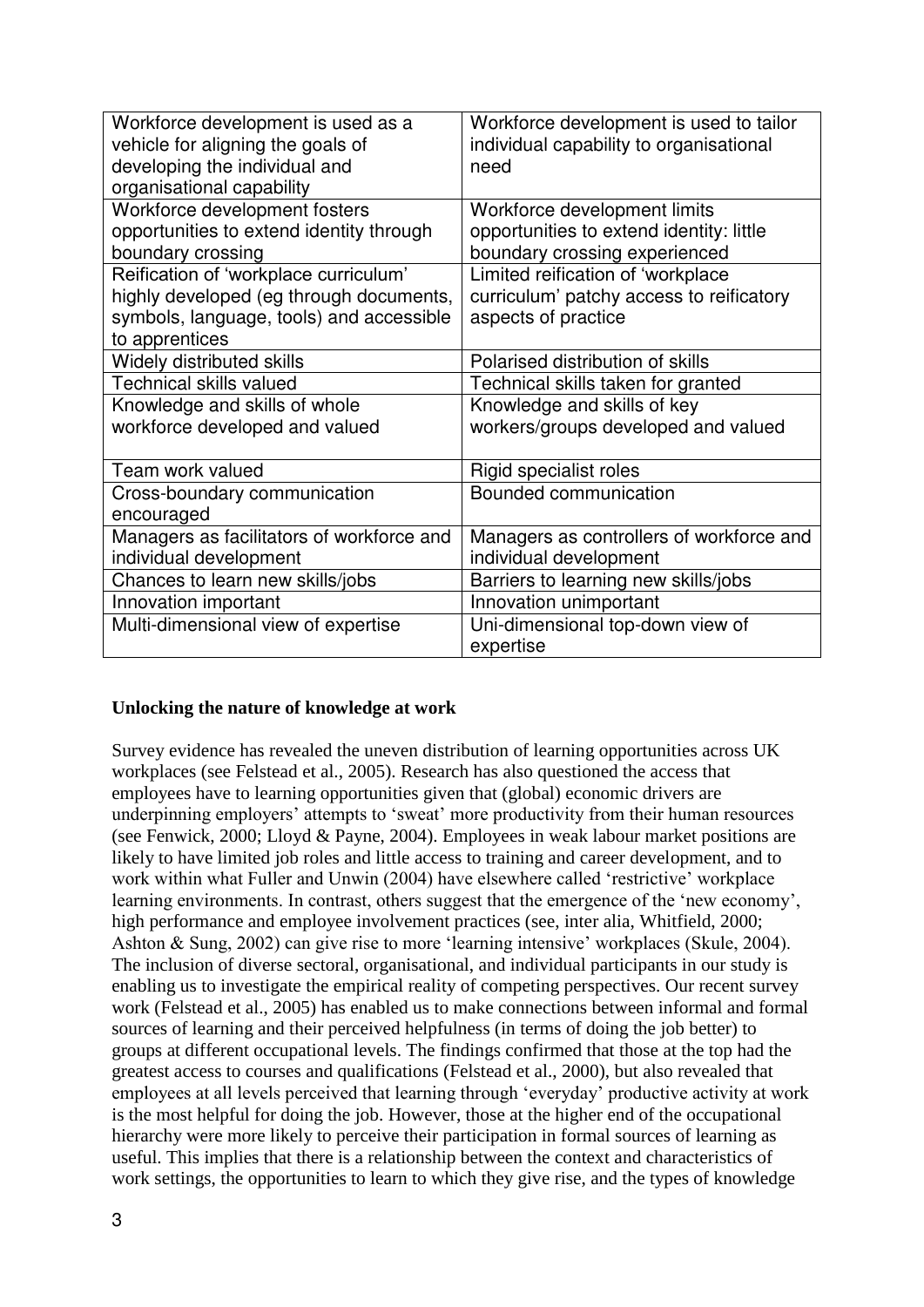| Workforce development is used as a vehicle for aligning the goals of developing the individual and organisational capability | Workforce development is used to tailor individual capability to organisational need |
|---|---|
| Workforce development fosters opportunities to extend identity through boundary crossing | Workforce development limits opportunities to extend identity: little boundary crossing experienced |
| Reification of 'workplace curriculum' highly developed (eg through documents, symbols, language, tools) and accessible to apprentices | Limited reification of 'workplace curriculum' patchy access to reificatory aspects of practice |
| Widely distributed skills | Polarised distribution of skills |
| Technical skills valued | Technical skills taken for granted |
| Knowledge and skills of whole workforce developed and valued | Knowledge and skills of key workers/groups developed and valued |
| Team work valued | Rigid specialist roles |
| Cross-boundary communication encouraged | Bounded communication |
| Managers as facilitators of workforce and individual development | Managers as controllers of workforce and individual development |
| Chances to learn new skills/jobs | Barriers to learning new skills/jobs |
| Innovation important | Innovation unimportant |
| Multi-dimensional view of expertise | Uni-dimensional top-down view of expertise |

**Unlocking the nature of knowledge at work**

Survey evidence has revealed the uneven distribution of learning opportunities across UK workplaces (see Felstead et al., 2005). Research has also questioned the access that employees have to learning opportunities given that (global) economic drivers are underpinning employers' attempts to 'sweat' more productivity from their human resources (see Fenwick, 2000; Lloyd & Payne, 2004). Employees in weak labour market positions are likely to have limited job roles and little access to training and career development, and to work within what Fuller and Unwin (2004) have elsewhere called 'restrictive' workplace learning environments. In contrast, others suggest that the emergence of the 'new economy', high performance and employee involvement practices (see, inter alia, Whitfield, 2000; Ashton & Sung, 2002) can give rise to more 'learning intensive' workplaces (Skule, 2004). The inclusion of diverse sectoral, organisational, and individual participants in our study is enabling us to investigate the empirical reality of competing perspectives. Our recent survey work (Felstead et al., 2005) has enabled us to make connections between informal and formal sources of learning and their perceived helpfulness (in terms of doing the job better) to groups at different occupational levels. The findings confirmed that those at the top had the greatest access to courses and qualifications (Felstead et al., 2000), but also revealed that employees at all levels perceived that learning through 'everyday' productive activity at work is the most helpful for doing the job. However, those at the higher end of the occupational hierarchy were more likely to perceive their participation in formal sources of learning as useful. This implies that there is a relationship between the context and characteristics of work settings, the opportunities to learn to which they give rise, and the types of knowledge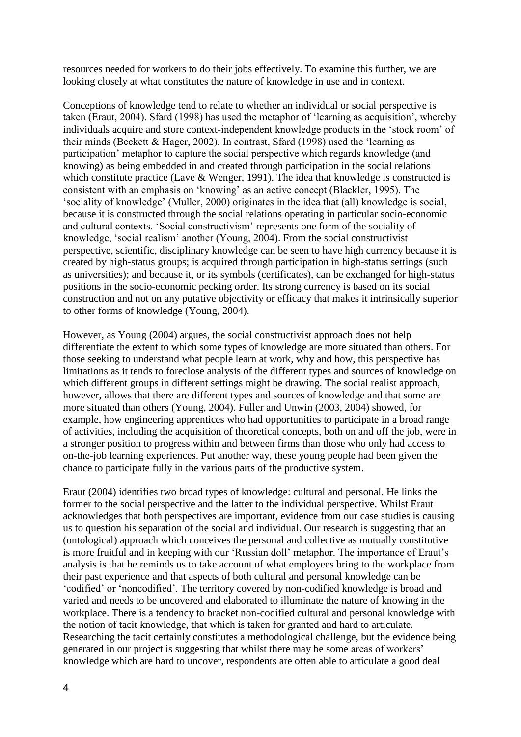resources needed for workers to do their jobs effectively. To examine this further, we are looking closely at what constitutes the nature of knowledge in use and in context.

Conceptions of knowledge tend to relate to whether an individual or social perspective is taken (Eraut, 2004). Sfard (1998) has used the metaphor of 'learning as acquisition', whereby individuals acquire and store context-independent knowledge products in the 'stock room' of their minds (Beckett & Hager, 2002). In contrast, Sfard (1998) used the 'learning as participation' metaphor to capture the social perspective which regards knowledge (and knowing) as being embedded in and created through participation in the social relations which constitute practice (Lave & Wenger, 1991). The idea that knowledge is constructed is consistent with an emphasis on 'knowing' as an active concept (Blackler, 1995). The 'sociality of knowledge' (Muller, 2000) originates in the idea that (all) knowledge is social, because it is constructed through the social relations operating in particular socio-economic and cultural contexts. 'Social constructivism' represents one form of the sociality of knowledge, 'social realism' another (Young, 2004). From the social constructivist perspective, scientific, disciplinary knowledge can be seen to have high currency because it is created by high-status groups; is acquired through participation in high-status settings (such as universities); and because it, or its symbols (certificates), can be exchanged for high-status positions in the socio-economic pecking order. Its strong currency is based on its social construction and not on any putative objectivity or efficacy that makes it intrinsically superior to other forms of knowledge (Young, 2004).

However, as Young (2004) argues, the social constructivist approach does not help differentiate the extent to which some types of knowledge are more situated than others. For those seeking to understand what people learn at work, why and how, this perspective has limitations as it tends to foreclose analysis of the different types and sources of knowledge on which different groups in different settings might be drawing. The social realist approach, however, allows that there are different types and sources of knowledge and that some are more situated than others (Young, 2004). Fuller and Unwin (2003, 2004) showed, for example, how engineering apprentices who had opportunities to participate in a broad range of activities, including the acquisition of theoretical concepts, both on and off the job, were in a stronger position to progress within and between firms than those who only had access to on-the-job learning experiences. Put another way, these young people had been given the chance to participate fully in the various parts of the productive system.

Eraut (2004) identifies two broad types of knowledge: cultural and personal. He links the former to the social perspective and the latter to the individual perspective. Whilst Eraut acknowledges that both perspectives are important, evidence from our case studies is causing us to question his separation of the social and individual. Our research is suggesting that an (ontological) approach which conceives the personal and collective as mutually constitutive is more fruitful and in keeping with our 'Russian doll' metaphor. The importance of Eraut's analysis is that he reminds us to take account of what employees bring to the workplace from their past experience and that aspects of both cultural and personal knowledge can be 'codified' or 'noncodified'. The territory covered by non-codified knowledge is broad and varied and needs to be uncovered and elaborated to illuminate the nature of knowing in the workplace. There is a tendency to bracket non-codified cultural and personal knowledge with the notion of tacit knowledge, that which is taken for granted and hard to articulate. Researching the tacit certainly constitutes a methodological challenge, but the evidence being generated in our project is suggesting that whilst there may be some areas of workers' knowledge which are hard to uncover, respondents are often able to articulate a good deal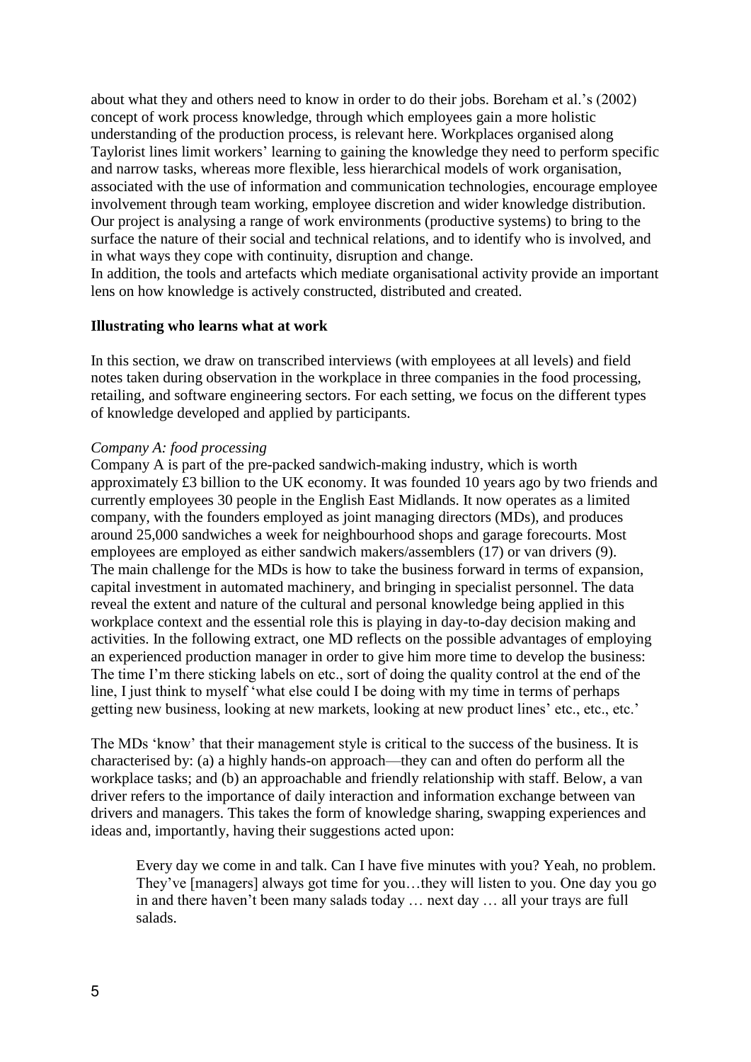about what they and others need to know in order to do their jobs. Boreham et al.'s (2002) concept of work process knowledge, through which employees gain a more holistic understanding of the production process, is relevant here. Workplaces organised along Taylorist lines limit workers' learning to gaining the knowledge they need to perform specific and narrow tasks, whereas more flexible, less hierarchical models of work organisation, associated with the use of information and communication technologies, encourage employee involvement through team working, employee discretion and wider knowledge distribution. Our project is analysing a range of work environments (productive systems) to bring to the surface the nature of their social and technical relations, and to identify who is involved, and in what ways they cope with continuity, disruption and change.
In addition, the tools and artefacts which mediate organisational activity provide an important lens on how knowledge is actively constructed, distributed and created.

**Illustrating who learns what at work**

In this section, we draw on transcribed interviews (with employees at all levels) and field notes taken during observation in the workplace in three companies in the food processing, retailing, and software engineering sectors. For each setting, we focus on the different types of knowledge developed and applied by participants.

*Company A: food processing*
Company A is part of the pre-packed sandwich-making industry, which is worth approximately £3 billion to the UK economy. It was founded 10 years ago by two friends and currently employees 30 people in the English East Midlands. It now operates as a limited company, with the founders employed as joint managing directors (MDs), and produces around 25,000 sandwiches a week for neighbourhood shops and garage forecourts. Most employees are employed as either sandwich makers/assemblers (17) or van drivers (9).
The main challenge for the MDs is how to take the business forward in terms of expansion, capital investment in automated machinery, and bringing in specialist personnel. The data reveal the extent and nature of the cultural and personal knowledge being applied in this workplace context and the essential role this is playing in day-to-day decision making and activities. In the following extract, one MD reflects on the possible advantages of employing an experienced production manager in order to give him more time to develop the business:
The time I'm there sticking labels on etc., sort of doing the quality control at the end of the line, I just think to myself 'what else could I be doing with my time in terms of perhaps getting new business, looking at new markets, looking at new product lines' etc., etc., etc.'

The MDs 'know' that their management style is critical to the success of the business. It is characterised by: (a) a highly hands-on approach—they can and often do perform all the workplace tasks; and (b) an approachable and friendly relationship with staff. Below, a van driver refers to the importance of daily interaction and information exchange between van drivers and managers. This takes the form of knowledge sharing, swapping experiences and ideas and, importantly, having their suggestions acted upon:

> Every day we come in and talk. Can I have five minutes with you? Yeah, no problem. They've [managers] always got time for you…they will listen to you. One day you go in and there haven't been many salads today … next day … all your trays are full salads.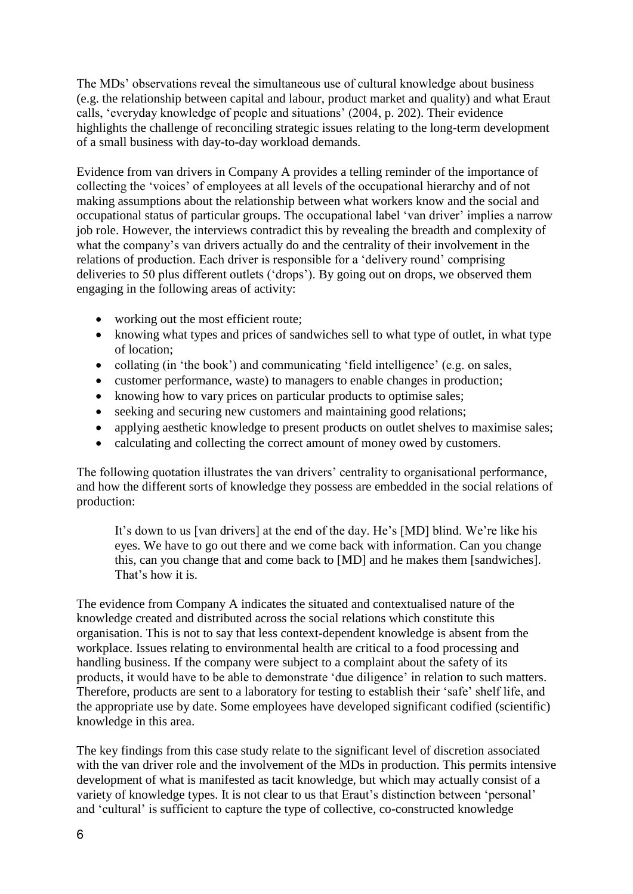The MDs' observations reveal the simultaneous use of cultural knowledge about business (e.g. the relationship between capital and labour, product market and quality) and what Eraut calls, 'everyday knowledge of people and situations' (2004, p. 202). Their evidence highlights the challenge of reconciling strategic issues relating to the long-term development of a small business with day-to-day workload demands.

Evidence from van drivers in Company A provides a telling reminder of the importance of collecting the 'voices' of employees at all levels of the occupational hierarchy and of not making assumptions about the relationship between what workers know and the social and occupational status of particular groups. The occupational label 'van driver' implies a narrow job role. However, the interviews contradict this by revealing the breadth and complexity of what the company's van drivers actually do and the centrality of their involvement in the relations of production. Each driver is responsible for a 'delivery round' comprising deliveries to 50 plus different outlets ('drops'). By going out on drops, we observed them engaging in the following areas of activity:

- working out the most efficient route;
- knowing what types and prices of sandwiches sell to what type of outlet, in what type of location;
- collating (in 'the book') and communicating 'field intelligence' (e.g. on sales,
- customer performance, waste) to managers to enable changes in production;
- knowing how to vary prices on particular products to optimise sales;
- seeking and securing new customers and maintaining good relations;
- applying aesthetic knowledge to present products on outlet shelves to maximise sales;
- calculating and collecting the correct amount of money owed by customers.

The following quotation illustrates the van drivers' centrality to organisational performance, and how the different sorts of knowledge they possess are embedded in the social relations of production:

> It's down to us [van drivers] at the end of the day. He's [MD] blind. We're like his eyes. We have to go out there and we come back with information. Can you change this, can you change that and come back to [MD] and he makes them [sandwiches]. That's how it is.

The evidence from Company A indicates the situated and contextualised nature of the knowledge created and distributed across the social relations which constitute this organisation. This is not to say that less context-dependent knowledge is absent from the workplace. Issues relating to environmental health are critical to a food processing and handling business. If the company were subject to a complaint about the safety of its products, it would have to be able to demonstrate 'due diligence' in relation to such matters. Therefore, products are sent to a laboratory for testing to establish their 'safe' shelf life, and the appropriate use by date. Some employees have developed significant codified (scientific) knowledge in this area.

The key findings from this case study relate to the significant level of discretion associated with the van driver role and the involvement of the MDs in production. This permits intensive development of what is manifested as tacit knowledge, but which may actually consist of a variety of knowledge types. It is not clear to us that Eraut's distinction between 'personal' and 'cultural' is sufficient to capture the type of collective, co-constructed knowledge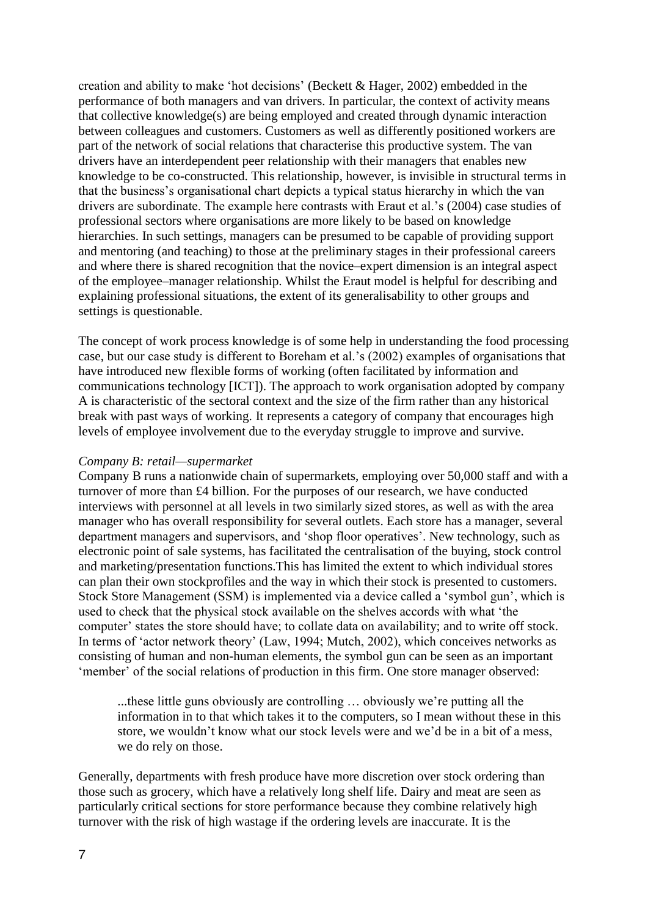creation and ability to make 'hot decisions' (Beckett & Hager, 2002) embedded in the performance of both managers and van drivers. In particular, the context of activity means that collective knowledge(s) are being employed and created through dynamic interaction between colleagues and customers. Customers as well as differently positioned workers are part of the network of social relations that characterise this productive system. The van drivers have an interdependent peer relationship with their managers that enables new knowledge to be co-constructed. This relationship, however, is invisible in structural terms in that the business's organisational chart depicts a typical status hierarchy in which the van drivers are subordinate. The example here contrasts with Eraut et al.'s (2004) case studies of professional sectors where organisations are more likely to be based on knowledge hierarchies. In such settings, managers can be presumed to be capable of providing support and mentoring (and teaching) to those at the preliminary stages in their professional careers and where there is shared recognition that the novice–expert dimension is an integral aspect of the employee–manager relationship. Whilst the Eraut model is helpful for describing and explaining professional situations, the extent of its generalisability to other groups and settings is questionable.

The concept of work process knowledge is of some help in understanding the food processing case, but our case study is different to Boreham et al.'s (2002) examples of organisations that have introduced new flexible forms of working (often facilitated by information and communications technology [ICT]). The approach to work organisation adopted by company A is characteristic of the sectoral context and the size of the firm rather than any historical break with past ways of working. It represents a category of company that encourages high levels of employee involvement due to the everyday struggle to improve and survive.

*Company B: retail—supermarket*

Company B runs a nationwide chain of supermarkets, employing over 50,000 staff and with a turnover of more than £4 billion. For the purposes of our research, we have conducted interviews with personnel at all levels in two similarly sized stores, as well as with the area manager who has overall responsibility for several outlets. Each store has a manager, several department managers and supervisors, and 'shop floor operatives'. New technology, such as electronic point of sale systems, has facilitated the centralisation of the buying, stock control and marketing/presentation functions.This has limited the extent to which individual stores can plan their own stockprofiles and the way in which their stock is presented to customers. Stock Store Management (SSM) is implemented via a device called a 'symbol gun', which is used to check that the physical stock available on the shelves accords with what 'the computer' states the store should have; to collate data on availability; and to write off stock. In terms of 'actor network theory' (Law, 1994; Mutch, 2002), which conceives networks as consisting of human and non-human elements, the symbol gun can be seen as an important 'member' of the social relations of production in this firm. One store manager observed:

> ...these little guns obviously are controlling … obviously we're putting all the information in to that which takes it to the computers, so I mean without these in this store, we wouldn't know what our stock levels were and we'd be in a bit of a mess, we do rely on those.

Generally, departments with fresh produce have more discretion over stock ordering than those such as grocery, which have a relatively long shelf life. Dairy and meat are seen as particularly critical sections for store performance because they combine relatively high turnover with the risk of high wastage if the ordering levels are inaccurate. It is the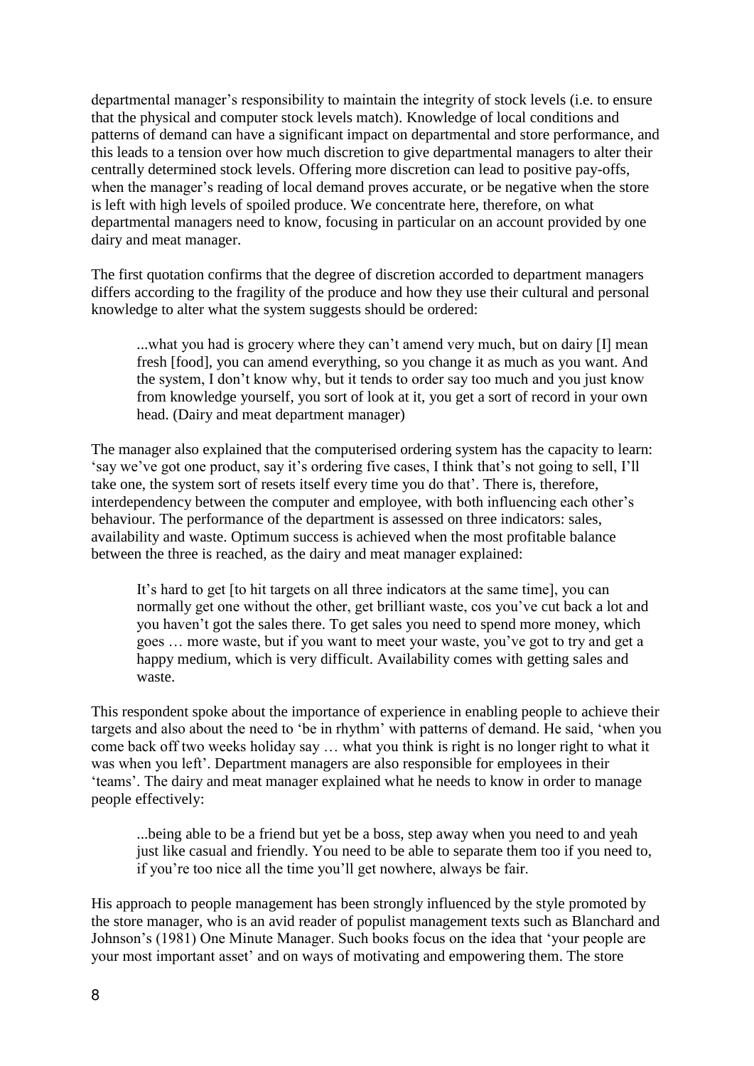departmental manager's responsibility to maintain the integrity of stock levels (i.e. to ensure that the physical and computer stock levels match). Knowledge of local conditions and patterns of demand can have a significant impact on departmental and store performance, and this leads to a tension over how much discretion to give departmental managers to alter their centrally determined stock levels. Offering more discretion can lead to positive pay-offs, when the manager's reading of local demand proves accurate, or be negative when the store is left with high levels of spoiled produce. We concentrate here, therefore, on what departmental managers need to know, focusing in particular on an account provided by one dairy and meat manager.

The first quotation confirms that the degree of discretion accorded to department managers differs according to the fragility of the produce and how they use their cultural and personal knowledge to alter what the system suggests should be ordered:

> ...what you had is grocery where they can't amend very much, but on dairy [I] mean fresh [food], you can amend everything, so you change it as much as you want. And the system, I don't know why, but it tends to order say too much and you just know from knowledge yourself, you sort of look at it, you get a sort of record in your own head. (Dairy and meat department manager)

The manager also explained that the computerised ordering system has the capacity to learn: 'say we've got one product, say it's ordering five cases, I think that's not going to sell, I'll take one, the system sort of resets itself every time you do that'. There is, therefore, interdependency between the computer and employee, with both influencing each other's behaviour. The performance of the department is assessed on three indicators: sales, availability and waste. Optimum success is achieved when the most profitable balance between the three is reached, as the dairy and meat manager explained:

> It's hard to get [to hit targets on all three indicators at the same time], you can normally get one without the other, get brilliant waste, cos you've cut back a lot and you haven't got the sales there. To get sales you need to spend more money, which goes … more waste, but if you want to meet your waste, you've got to try and get a happy medium, which is very difficult. Availability comes with getting sales and waste.

This respondent spoke about the importance of experience in enabling people to achieve their targets and also about the need to 'be in rhythm' with patterns of demand. He said, 'when you come back off two weeks holiday say … what you think is right is no longer right to what it was when you left'. Department managers are also responsible for employees in their 'teams'. The dairy and meat manager explained what he needs to know in order to manage people effectively:

> ...being able to be a friend but yet be a boss, step away when you need to and yeah just like casual and friendly. You need to be able to separate them too if you need to, if you're too nice all the time you'll get nowhere, always be fair.

His approach to people management has been strongly influenced by the style promoted by the store manager, who is an avid reader of populist management texts such as Blanchard and Johnson's (1981) One Minute Manager. Such books focus on the idea that 'your people are your most important asset' and on ways of motivating and empowering them. The store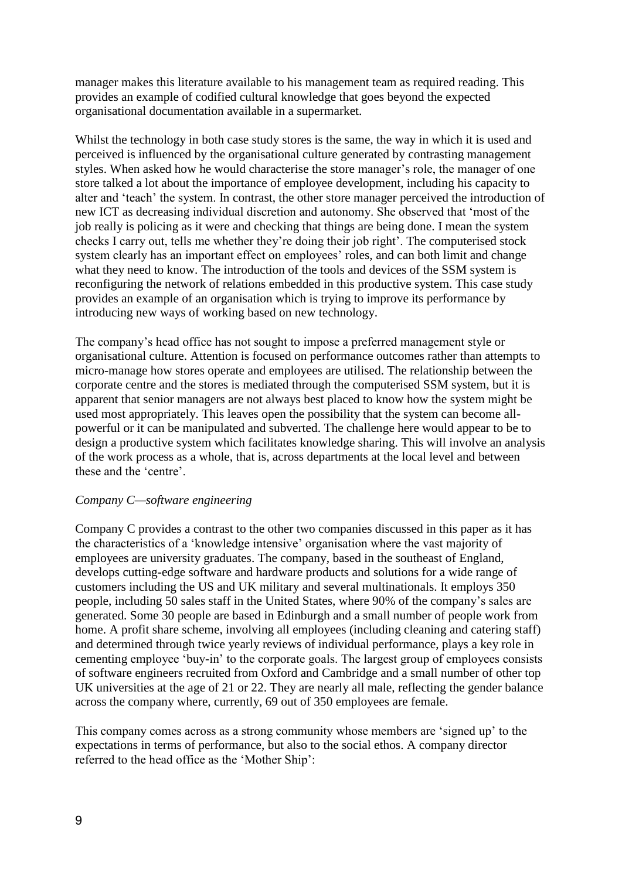manager makes this literature available to his management team as required reading. This provides an example of codified cultural knowledge that goes beyond the expected organisational documentation available in a supermarket.

Whilst the technology in both case study stores is the same, the way in which it is used and perceived is influenced by the organisational culture generated by contrasting management styles. When asked how he would characterise the store manager's role, the manager of one store talked a lot about the importance of employee development, including his capacity to alter and 'teach' the system. In contrast, the other store manager perceived the introduction of new ICT as decreasing individual discretion and autonomy. She observed that 'most of the job really is policing as it were and checking that things are being done. I mean the system checks I carry out, tells me whether they're doing their job right'. The computerised stock system clearly has an important effect on employees' roles, and can both limit and change what they need to know. The introduction of the tools and devices of the SSM system is reconfiguring the network of relations embedded in this productive system. This case study provides an example of an organisation which is trying to improve its performance by introducing new ways of working based on new technology.

The company's head office has not sought to impose a preferred management style or organisational culture. Attention is focused on performance outcomes rather than attempts to micro-manage how stores operate and employees are utilised. The relationship between the corporate centre and the stores is mediated through the computerised SSM system, but it is apparent that senior managers are not always best placed to know how the system might be used most appropriately. This leaves open the possibility that the system can become all-powerful or it can be manipulated and subverted. The challenge here would appear to be to design a productive system which facilitates knowledge sharing. This will involve an analysis of the work process as a whole, that is, across departments at the local level and between these and the 'centre'.

*Company C—software engineering*

Company C provides a contrast to the other two companies discussed in this paper as it has the characteristics of a 'knowledge intensive' organisation where the vast majority of employees are university graduates. The company, based in the southeast of England, develops cutting-edge software and hardware products and solutions for a wide range of customers including the US and UK military and several multinationals. It employs 350 people, including 50 sales staff in the United States, where 90% of the company's sales are generated. Some 30 people are based in Edinburgh and a small number of people work from home. A profit share scheme, involving all employees (including cleaning and catering staff) and determined through twice yearly reviews of individual performance, plays a key role in cementing employee 'buy-in' to the corporate goals. The largest group of employees consists of software engineers recruited from Oxford and Cambridge and a small number of other top UK universities at the age of 21 or 22. They are nearly all male, reflecting the gender balance across the company where, currently, 69 out of 350 employees are female.

This company comes across as a strong community whose members are 'signed up' to the expectations in terms of performance, but also to the social ethos. A company director referred to the head office as the 'Mother Ship':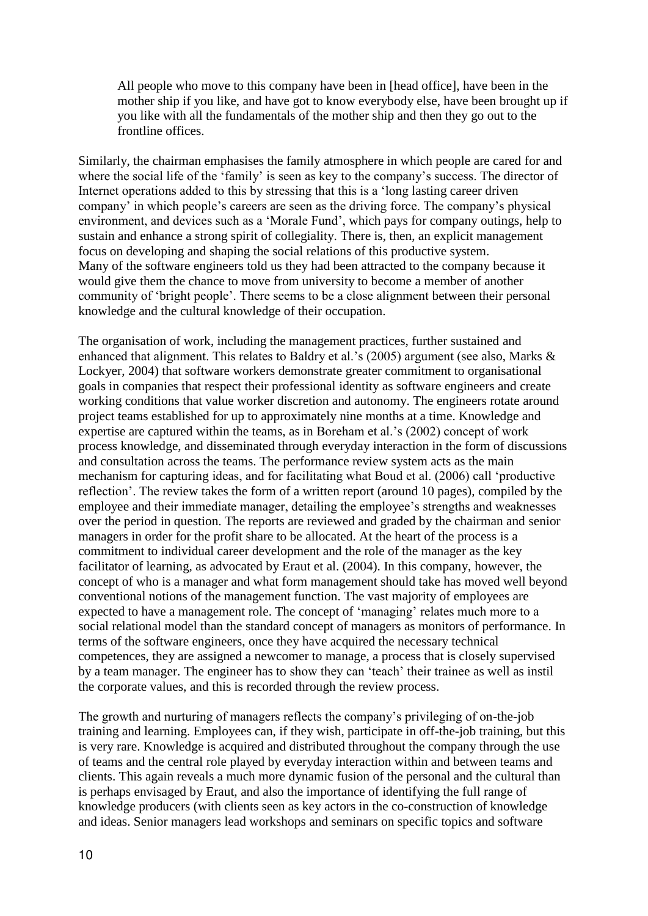> All people who move to this company have been in [head office], have been in the mother ship if you like, and have got to know everybody else, have been brought up if you like with all the fundamentals of the mother ship and then they go out to the frontline offices.

Similarly, the chairman emphasises the family atmosphere in which people are cared for and where the social life of the 'family' is seen as key to the company's success. The director of Internet operations added to this by stressing that this is a 'long lasting career driven company' in which people's careers are seen as the driving force. The company's physical environment, and devices such as a 'Morale Fund', which pays for company outings, help to sustain and enhance a strong spirit of collegiality. There is, then, an explicit management focus on developing and shaping the social relations of this productive system.
Many of the software engineers told us they had been attracted to the company because it would give them the chance to move from university to become a member of another community of 'bright people'. There seems to be a close alignment between their personal knowledge and the cultural knowledge of their occupation.

The organisation of work, including the management practices, further sustained and enhanced that alignment. This relates to Baldry et al.'s (2005) argument (see also, Marks & Lockyer, 2004) that software workers demonstrate greater commitment to organisational goals in companies that respect their professional identity as software engineers and create working conditions that value worker discretion and autonomy. The engineers rotate around project teams established for up to approximately nine months at a time. Knowledge and expertise are captured within the teams, as in Boreham et al.'s (2002) concept of work process knowledge, and disseminated through everyday interaction in the form of discussions and consultation across the teams. The performance review system acts as the main mechanism for capturing ideas, and for facilitating what Boud et al. (2006) call 'productive reflection'. The review takes the form of a written report (around 10 pages), compiled by the employee and their immediate manager, detailing the employee's strengths and weaknesses over the period in question. The reports are reviewed and graded by the chairman and senior managers in order for the profit share to be allocated. At the heart of the process is a commitment to individual career development and the role of the manager as the key facilitator of learning, as advocated by Eraut et al. (2004). In this company, however, the concept of who is a manager and what form management should take has moved well beyond conventional notions of the management function. The vast majority of employees are expected to have a management role. The concept of 'managing' relates much more to a social relational model than the standard concept of managers as monitors of performance. In terms of the software engineers, once they have acquired the necessary technical competences, they are assigned a newcomer to manage, a process that is closely supervised by a team manager. The engineer has to show they can 'teach' their trainee as well as instil the corporate values, and this is recorded through the review process.

The growth and nurturing of managers reflects the company's privileging of on-the-job training and learning. Employees can, if they wish, participate in off-the-job training, but this is very rare. Knowledge is acquired and distributed throughout the company through the use of teams and the central role played by everyday interaction within and between teams and clients. This again reveals a much more dynamic fusion of the personal and the cultural than is perhaps envisaged by Eraut, and also the importance of identifying the full range of knowledge producers (with clients seen as key actors in the co-construction of knowledge and ideas. Senior managers lead workshops and seminars on specific topics and software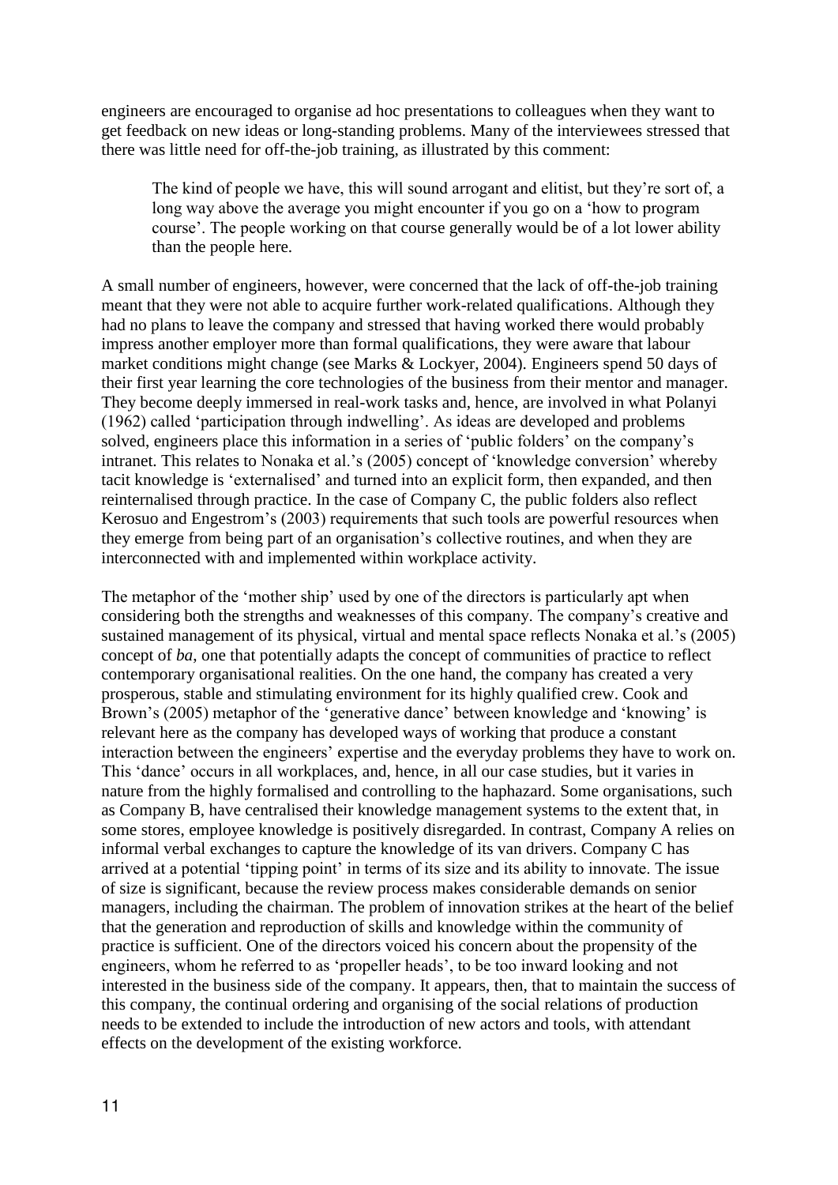engineers are encouraged to organise ad hoc presentations to colleagues when they want to get feedback on new ideas or long-standing problems. Many of the interviewees stressed that there was little need for off-the-job training, as illustrated by this comment:

> The kind of people we have, this will sound arrogant and elitist, but they're sort of, a long way above the average you might encounter if you go on a 'how to program course'. The people working on that course generally would be of a lot lower ability than the people here.

A small number of engineers, however, were concerned that the lack of off-the-job training meant that they were not able to acquire further work-related qualifications. Although they had no plans to leave the company and stressed that having worked there would probably impress another employer more than formal qualifications, they were aware that labour market conditions might change (see Marks & Lockyer, 2004). Engineers spend 50 days of their first year learning the core technologies of the business from their mentor and manager. They become deeply immersed in real-work tasks and, hence, are involved in what Polanyi (1962) called 'participation through indwelling'. As ideas are developed and problems solved, engineers place this information in a series of 'public folders' on the company's intranet. This relates to Nonaka et al.'s (2005) concept of 'knowledge conversion' whereby tacit knowledge is 'externalised' and turned into an explicit form, then expanded, and then reinternalised through practice. In the case of Company C, the public folders also reflect Kerosuo and Engestrom's (2003) requirements that such tools are powerful resources when they emerge from being part of an organisation's collective routines, and when they are interconnected with and implemented within workplace activity.

The metaphor of the 'mother ship' used by one of the directors is particularly apt when considering both the strengths and weaknesses of this company. The company's creative and sustained management of its physical, virtual and mental space reflects Nonaka et al.'s (2005) concept of *ba*, one that potentially adapts the concept of communities of practice to reflect contemporary organisational realities. On the one hand, the company has created a very prosperous, stable and stimulating environment for its highly qualified crew. Cook and Brown's (2005) metaphor of the 'generative dance' between knowledge and 'knowing' is relevant here as the company has developed ways of working that produce a constant interaction between the engineers' expertise and the everyday problems they have to work on. This 'dance' occurs in all workplaces, and, hence, in all our case studies, but it varies in nature from the highly formalised and controlling to the haphazard. Some organisations, such as Company B, have centralised their knowledge management systems to the extent that, in some stores, employee knowledge is positively disregarded. In contrast, Company A relies on informal verbal exchanges to capture the knowledge of its van drivers. Company C has arrived at a potential 'tipping point' in terms of its size and its ability to innovate. The issue of size is significant, because the review process makes considerable demands on senior managers, including the chairman. The problem of innovation strikes at the heart of the belief that the generation and reproduction of skills and knowledge within the community of practice is sufficient. One of the directors voiced his concern about the propensity of the engineers, whom he referred to as 'propeller heads', to be too inward looking and not interested in the business side of the company. It appears, then, that to maintain the success of this company, the continual ordering and organising of the social relations of production needs to be extended to include the introduction of new actors and tools, with attendant effects on the development of the existing workforce.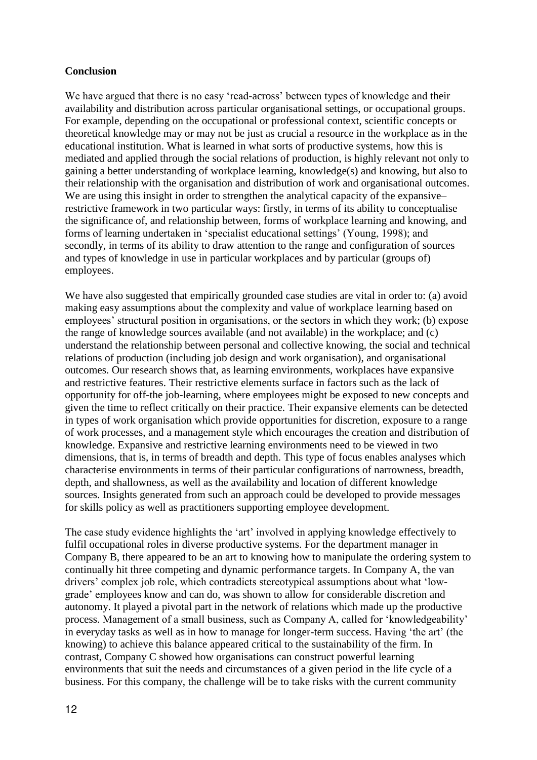**Conclusion**

We have argued that there is no easy 'read-across' between types of knowledge and their availability and distribution across particular organisational settings, or occupational groups. For example, depending on the occupational or professional context, scientific concepts or theoretical knowledge may or may not be just as crucial a resource in the workplace as in the educational institution. What is learned in what sorts of productive systems, how this is mediated and applied through the social relations of production, is highly relevant not only to gaining a better understanding of workplace learning, knowledge(s) and knowing, but also to their relationship with the organisation and distribution of work and organisational outcomes. We are using this insight in order to strengthen the analytical capacity of the expansive–restrictive framework in two particular ways: firstly, in terms of its ability to conceptualise the significance of, and relationship between, forms of workplace learning and knowing, and forms of learning undertaken in 'specialist educational settings' (Young, 1998); and secondly, in terms of its ability to draw attention to the range and configuration of sources and types of knowledge in use in particular workplaces and by particular (groups of) employees.

We have also suggested that empirically grounded case studies are vital in order to: (a) avoid making easy assumptions about the complexity and value of workplace learning based on employees' structural position in organisations, or the sectors in which they work; (b) expose the range of knowledge sources available (and not available) in the workplace; and (c) understand the relationship between personal and collective knowing, the social and technical relations of production (including job design and work organisation), and organisational outcomes. Our research shows that, as learning environments, workplaces have expansive and restrictive features. Their restrictive elements surface in factors such as the lack of opportunity for off-the job-learning, where employees might be exposed to new concepts and given the time to reflect critically on their practice. Their expansive elements can be detected in types of work organisation which provide opportunities for discretion, exposure to a range of work processes, and a management style which encourages the creation and distribution of knowledge. Expansive and restrictive learning environments need to be viewed in two dimensions, that is, in terms of breadth and depth. This type of focus enables analyses which characterise environments in terms of their particular configurations of narrowness, breadth, depth, and shallowness, as well as the availability and location of different knowledge sources. Insights generated from such an approach could be developed to provide messages for skills policy as well as practitioners supporting employee development.

The case study evidence highlights the 'art' involved in applying knowledge effectively to fulfil occupational roles in diverse productive systems. For the department manager in Company B, there appeared to be an art to knowing how to manipulate the ordering system to continually hit three competing and dynamic performance targets. In Company A, the van drivers' complex job role, which contradicts stereotypical assumptions about what 'low-grade' employees know and can do, was shown to allow for considerable discretion and autonomy. It played a pivotal part in the network of relations which made up the productive process. Management of a small business, such as Company A, called for 'knowledgeability' in everyday tasks as well as in how to manage for longer-term success. Having 'the art' (the knowing) to achieve this balance appeared critical to the sustainability of the firm. In contrast, Company C showed how organisations can construct powerful learning environments that suit the needs and circumstances of a given period in the life cycle of a business. For this company, the challenge will be to take risks with the current community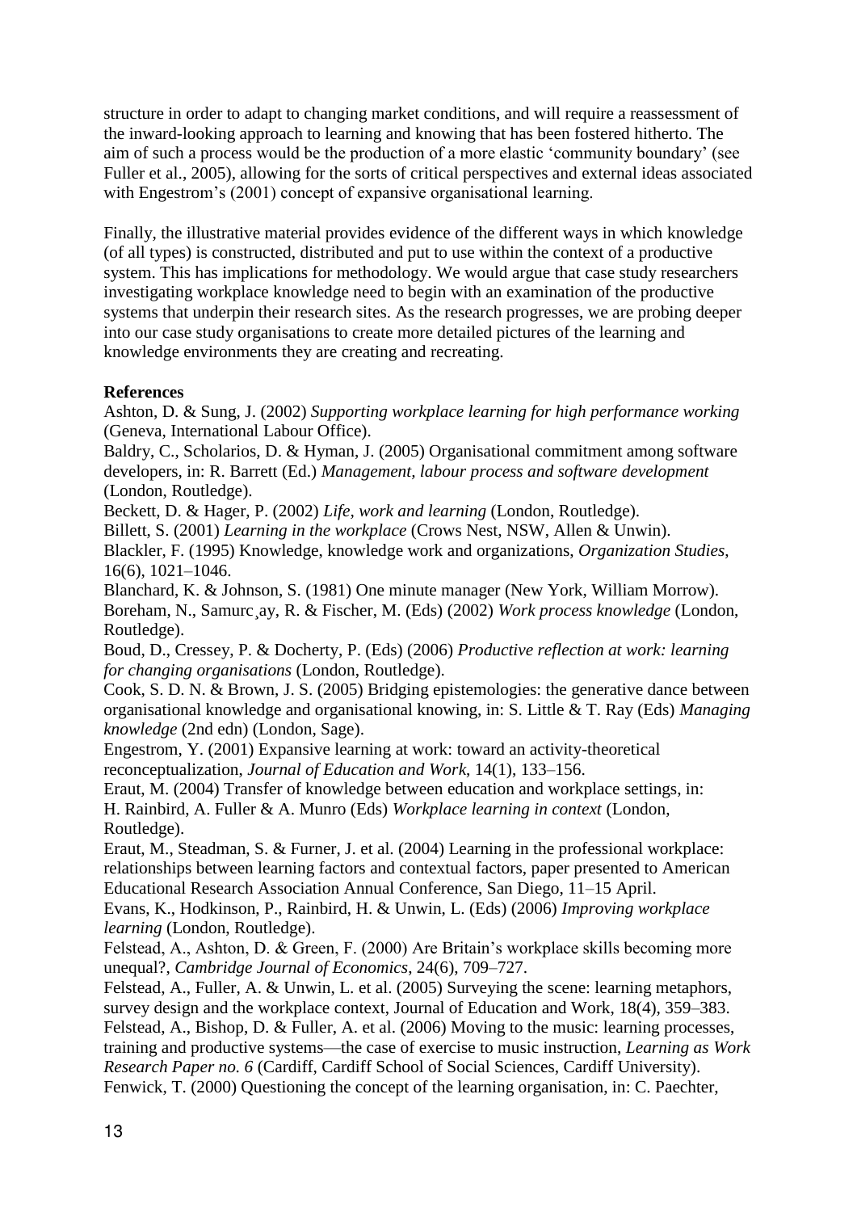structure in order to adapt to changing market conditions, and will require a reassessment of the inward-looking approach to learning and knowing that has been fostered hitherto. The aim of such a process would be the production of a more elastic 'community boundary' (see Fuller et al., 2005), allowing for the sorts of critical perspectives and external ideas associated with Engestrom's (2001) concept of expansive organisational learning.

Finally, the illustrative material provides evidence of the different ways in which knowledge (of all types) is constructed, distributed and put to use within the context of a productive system. This has implications for methodology. We would argue that case study researchers investigating workplace knowledge need to begin with an examination of the productive systems that underpin their research sites. As the research progresses, we are probing deeper into our case study organisations to create more detailed pictures of the learning and knowledge environments they are creating and recreating.

**References**

Ashton, D. & Sung, J. (2002) *Supporting workplace learning for high performance working* (Geneva, International Labour Office).

Baldry, C., Scholarios, D. & Hyman, J. (2005) Organisational commitment among software developers, in: R. Barrett (Ed.) *Management, labour process and software development* (London, Routledge).

Beckett, D. & Hager, P. (2002) *Life, work and learning* (London, Routledge).

Billett, S. (2001) *Learning in the workplace* (Crows Nest, NSW, Allen & Unwin).

Blackler, F. (1995) Knowledge, knowledge work and organizations, *Organization Studies*, 16(6), 1021–1046.

Blanchard, K. & Johnson, S. (1981) One minute manager (New York, William Morrow).

Boreham, N., Samurc¸ay, R. & Fischer, M. (Eds) (2002) *Work process knowledge* (London, Routledge).

Boud, D., Cressey, P. & Docherty, P. (Eds) (2006) *Productive reflection at work: learning for changing organisations* (London, Routledge).

Cook, S. D. N. & Brown, J. S. (2005) Bridging epistemologies: the generative dance between organisational knowledge and organisational knowing, in: S. Little & T. Ray (Eds) *Managing knowledge* (2nd edn) (London, Sage).

Engestrom, Y. (2001) Expansive learning at work: toward an activity-theoretical reconceptualization, *Journal of Education and Work*, 14(1), 133–156.

Eraut, M. (2004) Transfer of knowledge between education and workplace settings, in: H. Rainbird, A. Fuller & A. Munro (Eds) *Workplace learning in context* (London, Routledge).

Eraut, M., Steadman, S. & Furner, J. et al. (2004) Learning in the professional workplace: relationships between learning factors and contextual factors, paper presented to American Educational Research Association Annual Conference, San Diego, 11–15 April.

Evans, K., Hodkinson, P., Rainbird, H. & Unwin, L. (Eds) (2006) *Improving workplace learning* (London, Routledge).

Felstead, A., Ashton, D. & Green, F. (2000) Are Britain's workplace skills becoming more unequal?, *Cambridge Journal of Economics*, 24(6), 709–727.

Felstead, A., Fuller, A. & Unwin, L. et al. (2005) Surveying the scene: learning metaphors, survey design and the workplace context, Journal of Education and Work, 18(4), 359–383.

Felstead, A., Bishop, D. & Fuller, A. et al. (2006) Moving to the music: learning processes, training and productive systems—the case of exercise to music instruction, *Learning as Work Research Paper no. 6* (Cardiff, Cardiff School of Social Sciences, Cardiff University).

Fenwick, T. (2000) Questioning the concept of the learning organisation, in: C. Paechter,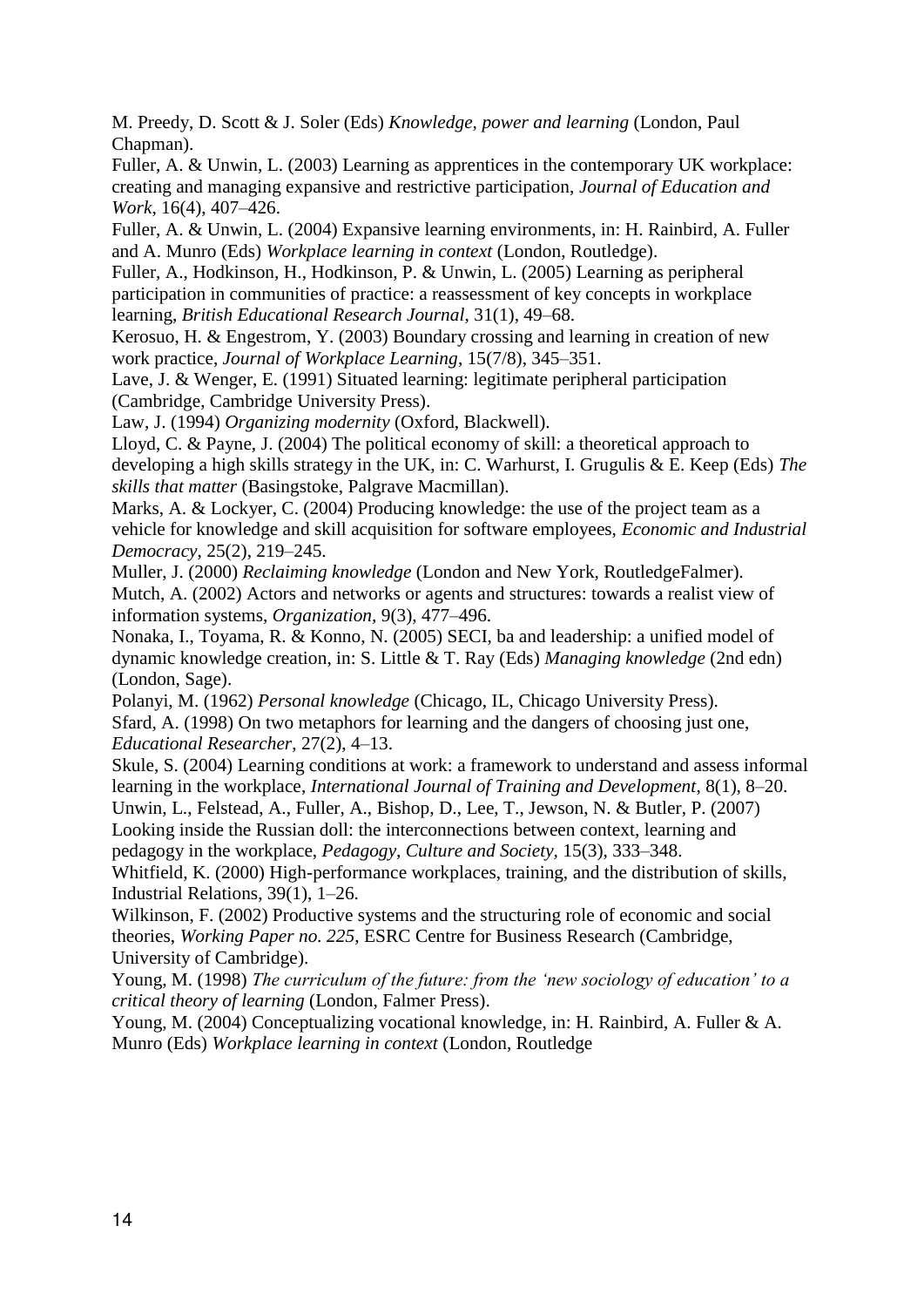M. Preedy, D. Scott & J. Soler (Eds) *Knowledge, power and learning* (London, Paul Chapman).

Fuller, A. & Unwin, L. (2003) Learning as apprentices in the contemporary UK workplace: creating and managing expansive and restrictive participation, *Journal of Education and Work*, 16(4), 407–426.

Fuller, A. & Unwin, L. (2004) Expansive learning environments, in: H. Rainbird, A. Fuller and A. Munro (Eds) *Workplace learning in context* (London, Routledge).

Fuller, A., Hodkinson, H., Hodkinson, P. & Unwin, L. (2005) Learning as peripheral participation in communities of practice: a reassessment of key concepts in workplace learning, *British Educational Research Journal*, 31(1), 49–68.

Kerosuo, H. & Engestrom, Y. (2003) Boundary crossing and learning in creation of new work practice, *Journal of Workplace Learning*, 15(7/8), 345–351.

Lave, J. & Wenger, E. (1991) Situated learning: legitimate peripheral participation (Cambridge, Cambridge University Press).

Law, J. (1994) *Organizing modernity* (Oxford, Blackwell).

Lloyd, C. & Payne, J. (2004) The political economy of skill: a theoretical approach to developing a high skills strategy in the UK, in: C. Warhurst, I. Grugulis & E. Keep (Eds) *The skills that matter* (Basingstoke, Palgrave Macmillan).

Marks, A. & Lockyer, C. (2004) Producing knowledge: the use of the project team as a vehicle for knowledge and skill acquisition for software employees, *Economic and Industrial Democracy*, 25(2), 219–245.

Muller, J. (2000) *Reclaiming knowledge* (London and New York, RoutledgeFalmer).

Mutch, A. (2002) Actors and networks or agents and structures: towards a realist view of information systems, *Organization*, 9(3), 477–496.

Nonaka, I., Toyama, R. & Konno, N. (2005) SECI, ba and leadership: a unified model of dynamic knowledge creation, in: S. Little & T. Ray (Eds) *Managing knowledge* (2nd edn) (London, Sage).

Polanyi, M. (1962) *Personal knowledge* (Chicago, IL, Chicago University Press).

Sfard, A. (1998) On two metaphors for learning and the dangers of choosing just one, *Educational Researcher*, 27(2), 4–13.

Skule, S. (2004) Learning conditions at work: a framework to understand and assess informal learning in the workplace, *International Journal of Training and Development*, 8(1), 8–20.

Unwin, L., Felstead, A., Fuller, A., Bishop, D., Lee, T., Jewson, N. & Butler, P. (2007) Looking inside the Russian doll: the interconnections between context, learning and pedagogy in the workplace, *Pedagogy, Culture and Society*, 15(3), 333–348.

Whitfield, K. (2000) High-performance workplaces, training, and the distribution of skills, Industrial Relations, 39(1), 1–26.

Wilkinson, F. (2002) Productive systems and the structuring role of economic and social theories, *Working Paper no. 225*, ESRC Centre for Business Research (Cambridge, University of Cambridge).

Young, M. (1998) *The curriculum of the future: from the 'new sociology of education' to a critical theory of learning* (London, Falmer Press).

Young, M. (2004) Conceptualizing vocational knowledge, in: H. Rainbird, A. Fuller & A. Munro (Eds) *Workplace learning in context* (London, Routledge